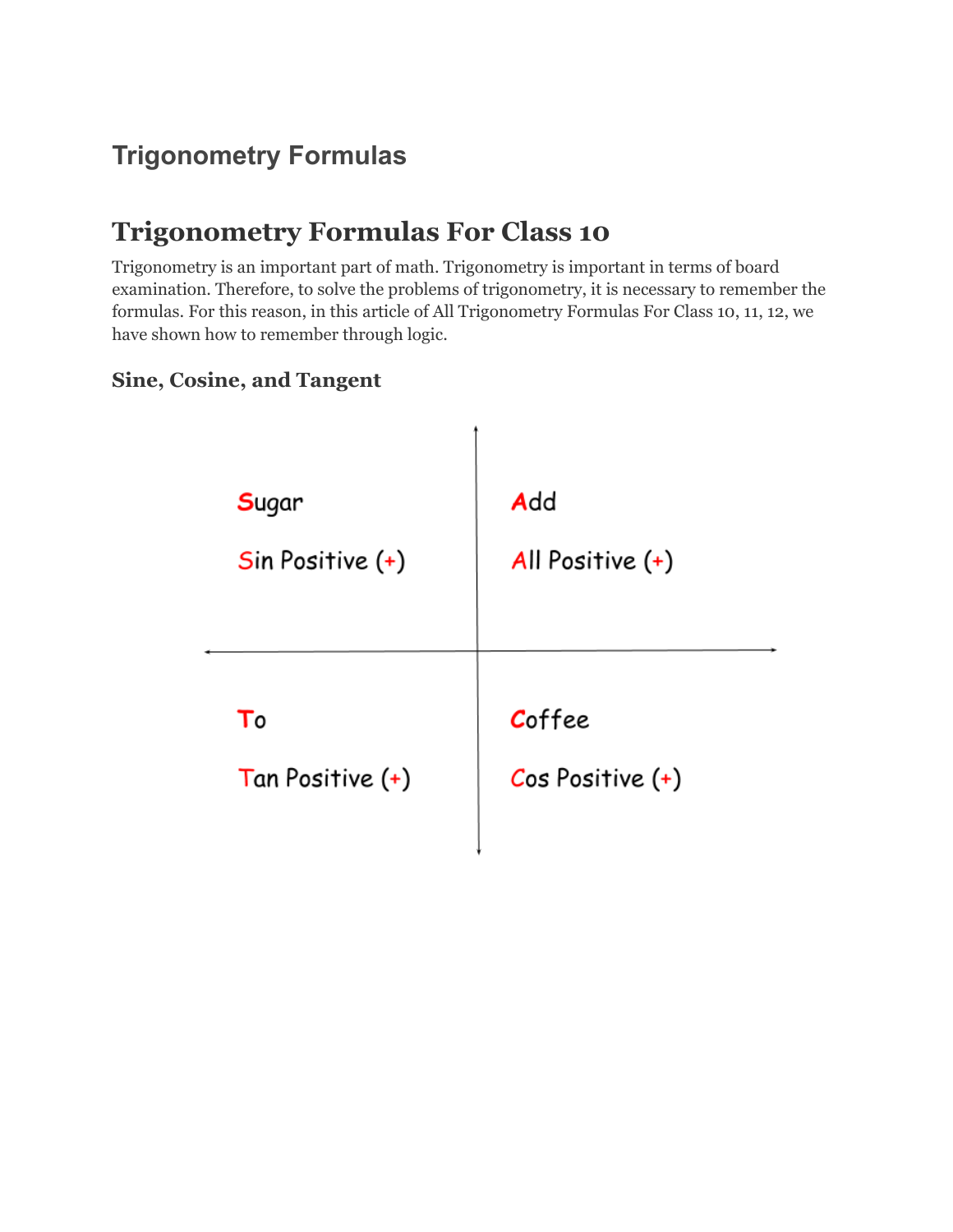## Trigonometry Formulas

# Trigonometry Formulas For Class 10

Trigonometry is an important part of math. Trigonometry is important in terms of board examination. Therefore, to solve the problems of trigonometry, it is necessary to remember the formulas. For this reason, in this article of All Trigonometry Formulas For Class 10, 11, 12, we have shown how to remember through logic.

### Sine, Cosine, and Tangent

| | |
|---|---|
| **S**ugar<br>**S**in Positive (+) | **A**dd<br>**A**ll Positive (+) |
| **T**o<br>**T**an Positive (+) | **C**offee<br>**C**os Positive (+) |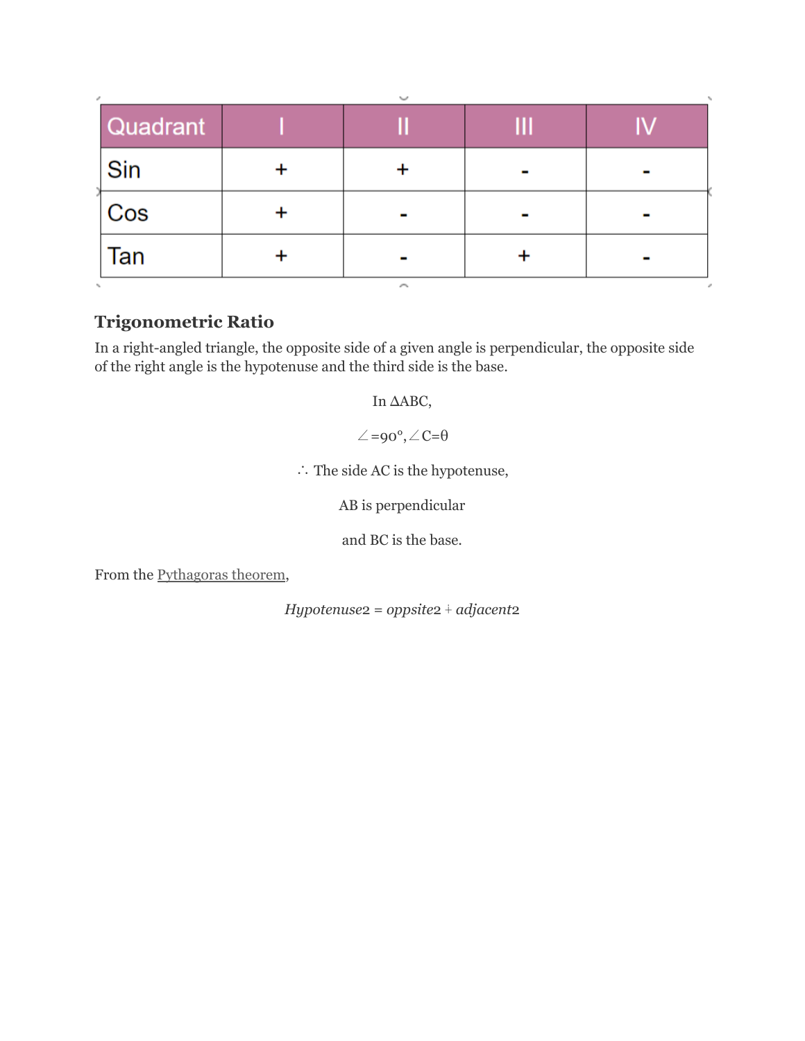| Quadrant | I | II | III | IV |
|---|---|---|---|---|
| Sin | + | + | - | - |
| Cos | + | - | - | - |
| Tan | + | - | + | - |

### Trigonometric Ratio

In a right-angled triangle, the opposite side of a given angle is perpendicular, the opposite side of the right angle is the hypotenuse and the third side is the base.

In ΔABC,

$\angle = 90°, \angle C = \theta$

∴ The side AC is the hypotenuse,

AB is perpendicular

and BC is the base.

From the Pythagoras theorem,

$$Hypotenuse2 = oppsite2 + adjacent2$$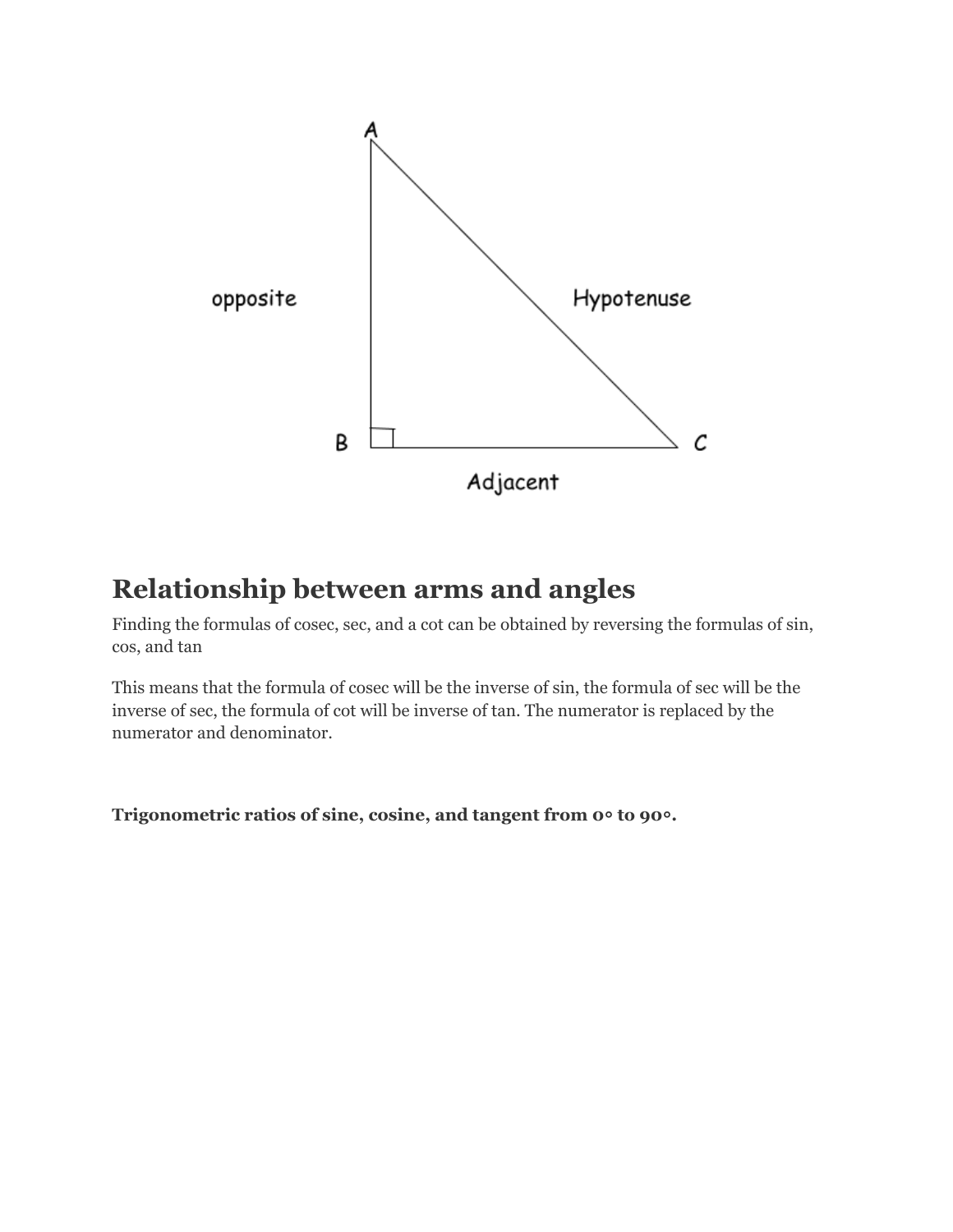## Relationship between arms and angles

Finding the formulas of cosec, sec, and a cot can be obtained by reversing the formulas of sin, cos, and tan

This means that the formula of cosec will be the inverse of sin, the formula of sec will be the inverse of sec, the formula of cot will be inverse of tan. The numerator is replaced by the numerator and denominator.

**Trigonometric ratios of sine, cosine, and tangent from 0° to 90°.**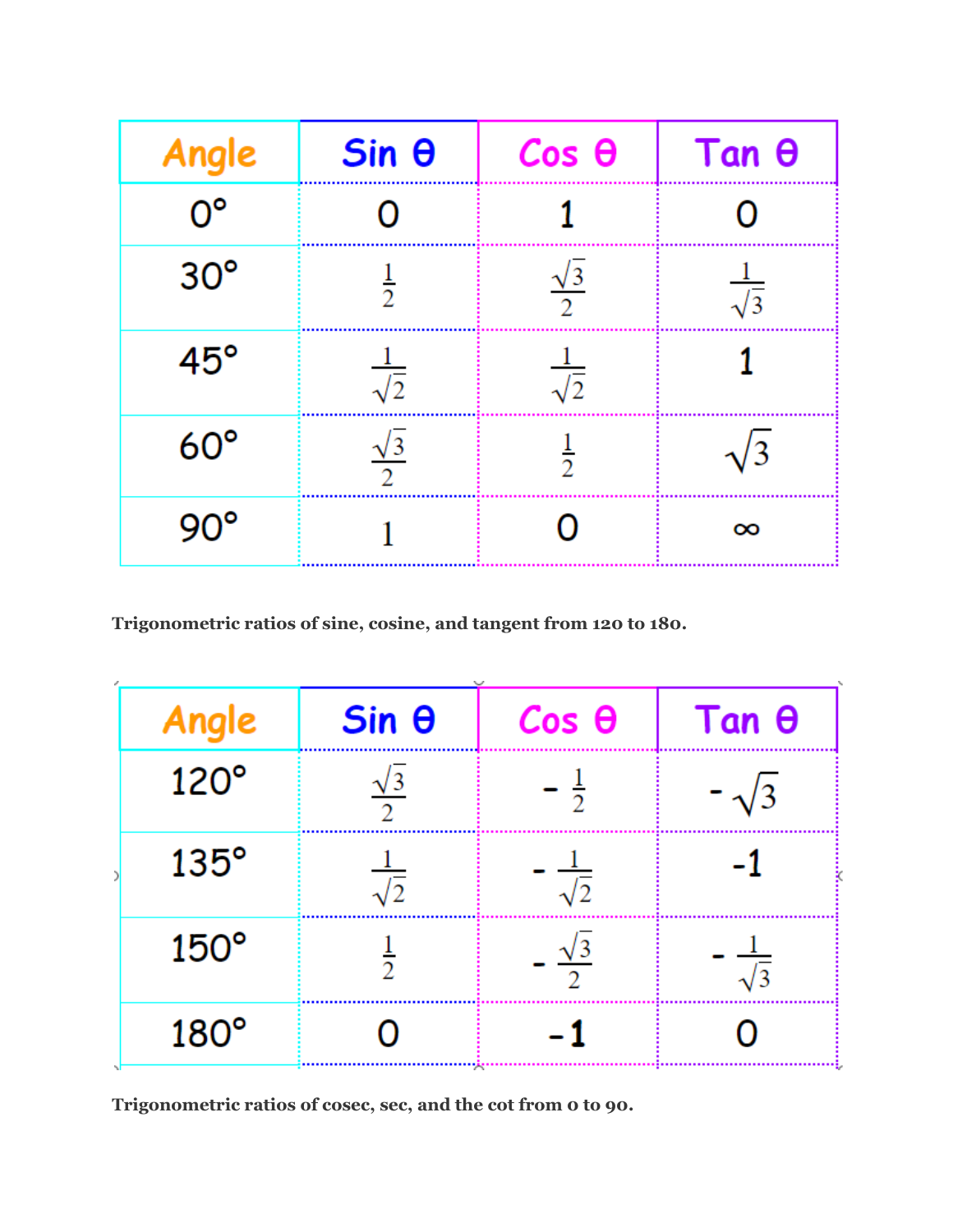| Angle | Sin θ | Cos θ | Tan θ |
|---|---|---|---|
| 0° | 0 | 1 | 0 |
| 30° | $\frac{1}{2}$ | $\frac{\sqrt{3}}{2}$ | $\frac{1}{\sqrt{3}}$ |
| 45° | $\frac{1}{\sqrt{2}}$ | $\frac{1}{\sqrt{2}}$ | 1 |
| 60° | $\frac{\sqrt{3}}{2}$ | $\frac{1}{2}$ | $\sqrt{3}$ |
| 90° | 1 | 0 | ∞ |

**Trigonometric ratios of sine, cosine, and tangent from 120 to 180.**

| Angle | Sin θ | Cos θ | Tan θ |
|---|---|---|---|
| 120° | $\frac{\sqrt{3}}{2}$ | $-\frac{1}{2}$ | $-\sqrt{3}$ |
| 135° | $\frac{1}{\sqrt{2}}$ | $-\frac{1}{\sqrt{2}}$ | -1 |
| 150° | $\frac{1}{2}$ | $-\frac{\sqrt{3}}{2}$ | $-\frac{1}{\sqrt{3}}$ |
| 180° | 0 | -1 | 0 |

**Trigonometric ratios of cosec, sec, and the cot from 0 to 90.**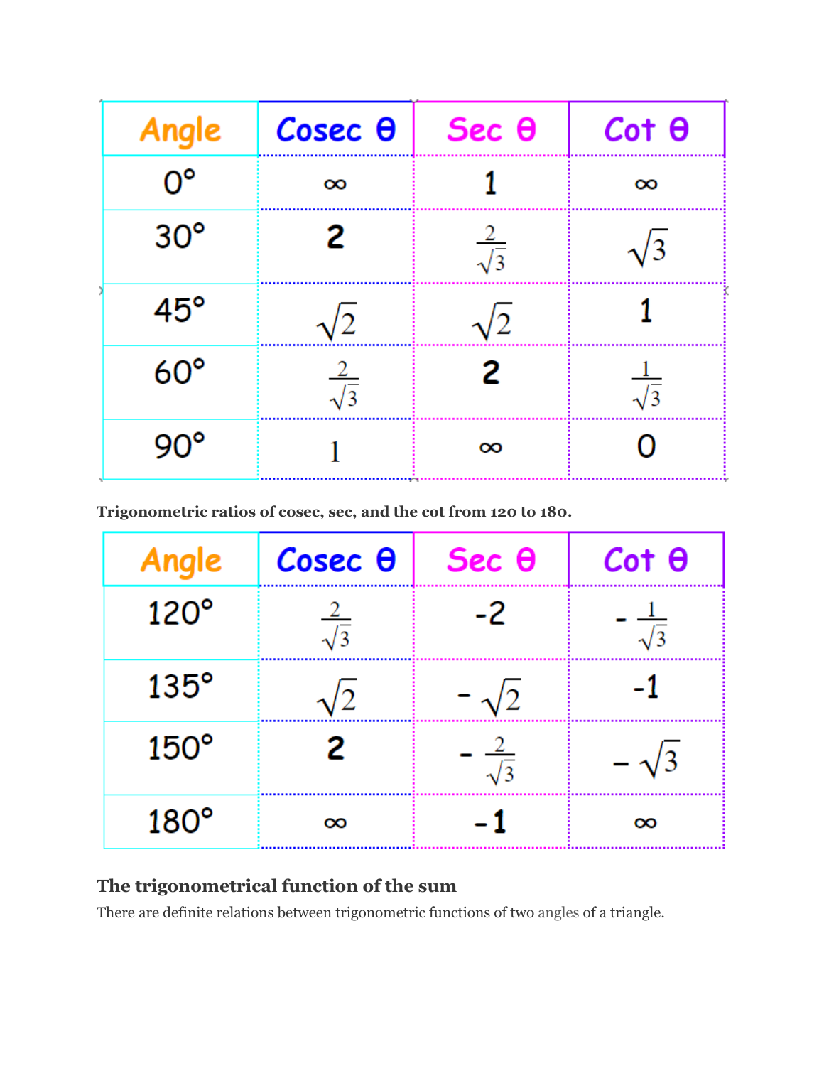| Angle | Cosec θ | Sec θ | Cot θ |
|---|---|---|---|
| 0° | ∞ | 1 | ∞ |
| 30° | 2 | $\frac{2}{\sqrt{3}}$ | $\sqrt{3}$ |
| 45° | $\sqrt{2}$ | $\sqrt{2}$ | 1 |
| 60° | $\frac{2}{\sqrt{3}}$ | 2 | $\frac{1}{\sqrt{3}}$ |
| 90° | 1 | ∞ | 0 |

**Trigonometric ratios of cosec, sec, and the cot from 120 to 180.**

| Angle | Cosec θ | Sec θ | Cot θ |
|---|---|---|---|
| 120° | $\frac{2}{\sqrt{3}}$ | -2 | $-\frac{1}{\sqrt{3}}$ |
| 135° | $\sqrt{2}$ | $-\sqrt{2}$ | -1 |
| 150° | 2 | $-\frac{2}{\sqrt{3}}$ | $-\sqrt{3}$ |
| 180° | ∞ | -1 | ∞ |

## The trigonometrical function of the sum

There are definite relations between trigonometric functions of two angles of a triangle.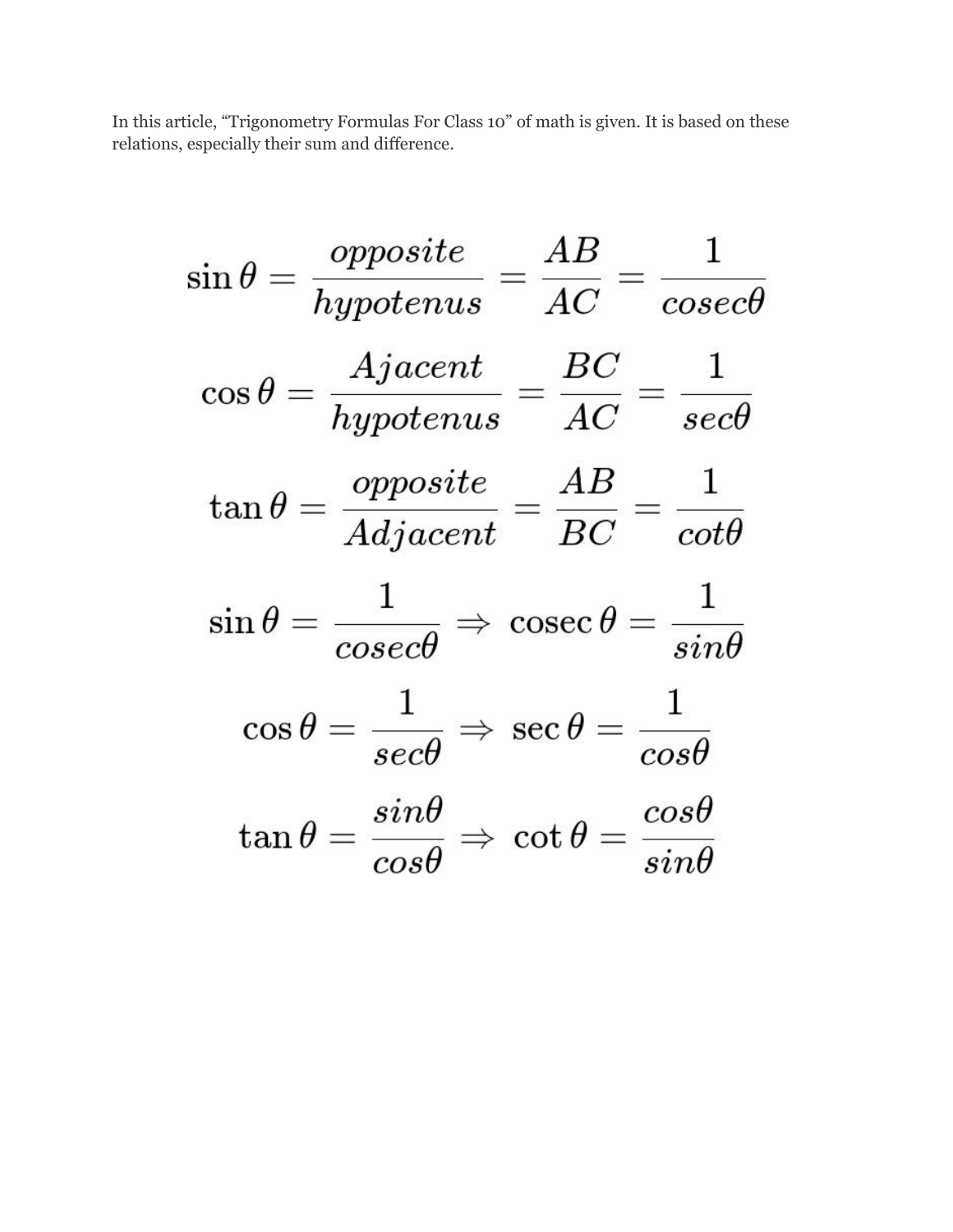In this article, “Trigonometry Formulas For Class 10” of math is given. It is based on these relations, especially their sum and difference.

$$\sin\theta = \frac{opposite}{hypotenus} = \frac{AB}{AC} = \frac{1}{cosec\theta}$$

$$\cos\theta = \frac{Ajacent}{hypotenus} = \frac{BC}{AC} = \frac{1}{sec\theta}$$

$$\tan\theta = \frac{opposite}{Adjacent} = \frac{AB}{BC} = \frac{1}{cot\theta}$$

$$\sin\theta = \frac{1}{cosec\theta} \Rightarrow \operatorname{cosec}\theta = \frac{1}{sin\theta}$$

$$\cos\theta = \frac{1}{sec\theta} \Rightarrow \sec\theta = \frac{1}{cos\theta}$$

$$\tan\theta = \frac{sin\theta}{cos\theta} \Rightarrow \cot\theta = \frac{cos\theta}{sin\theta}$$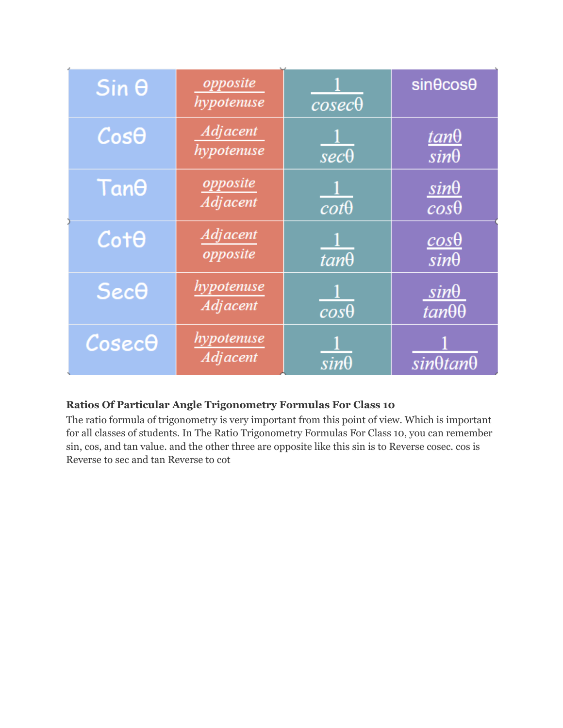| Sin θ | $\frac{opposite}{hypotenuse}$ | $\frac{1}{cosec\theta}$ | sinθcosθ |
|---|---|---|---|
| Cosθ | $\frac{Adjacent}{hypotenuse}$ | $\frac{1}{sec\theta}$ | $\frac{tan\theta}{sin\theta}$ |
| Tanθ | $\frac{opposite}{Adjacent}$ | $\frac{1}{cot\theta}$ | $\frac{sin\theta}{cos\theta}$ |
| Cotθ | $\frac{Adjacent}{opposite}$ | $\frac{1}{tan\theta}$ | $\frac{cos\theta}{sin\theta}$ |
| Secθ | $\frac{hypotenuse}{Adjacent}$ | $\frac{1}{cos\theta}$ | $\frac{sin\theta}{tan\theta\theta}$ |
| Cosecθ | $\frac{hypotenuse}{Adjacent}$ | $\frac{1}{sin\theta}$ | $\frac{1}{sin\theta tan\theta}$ |

**Ratios Of Particular Angle Trigonometry Formulas For Class 10**

The ratio formula of trigonometry is very important from this point of view. Which is important for all classes of students. In The Ratio Trigonometry Formulas For Class 10, you can remember sin, cos, and tan value. and the other three are opposite like this sin is to Reverse cosec. cos is Reverse to sec and tan Reverse to cot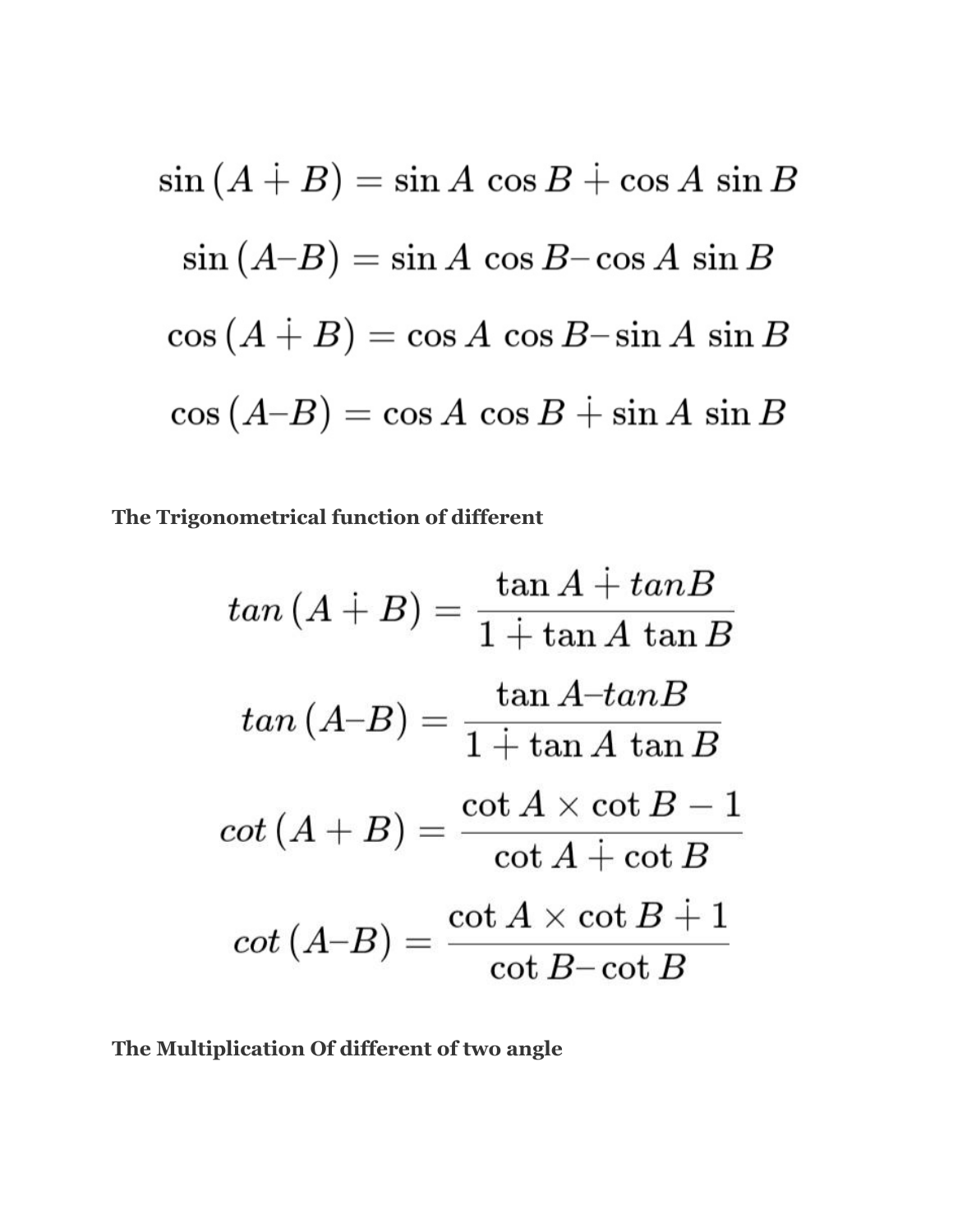$$\sin(A + B) = \sin A\ \cos B + \cos A\ \sin B$$

$$\sin(A – B) = \sin A\ \cos B – \cos A\ \sin B$$

$$\cos(A + B) = \cos A\ \cos B – \sin A\ \sin B$$

$$\cos(A – B) = \cos A\ \cos B + \sin A\ \sin B$$

**The Trigonometrical function of different**

$$tan\,(A + B) = \frac{\tan A + tanB}{1 + \tan A\ \tan B}$$

$$tan\,(A – B) = \frac{\tan A – tanB}{1 + \tan A\ \tan B}$$

$$cot\,(A + B) = \frac{\cot A \times \cot B - 1}{\cot A + \cot B}$$

$$cot\,(A – B) = \frac{\cot A \times \cot B + 1}{\cot B – \cot B}$$

**The Multiplication Of different of two angle**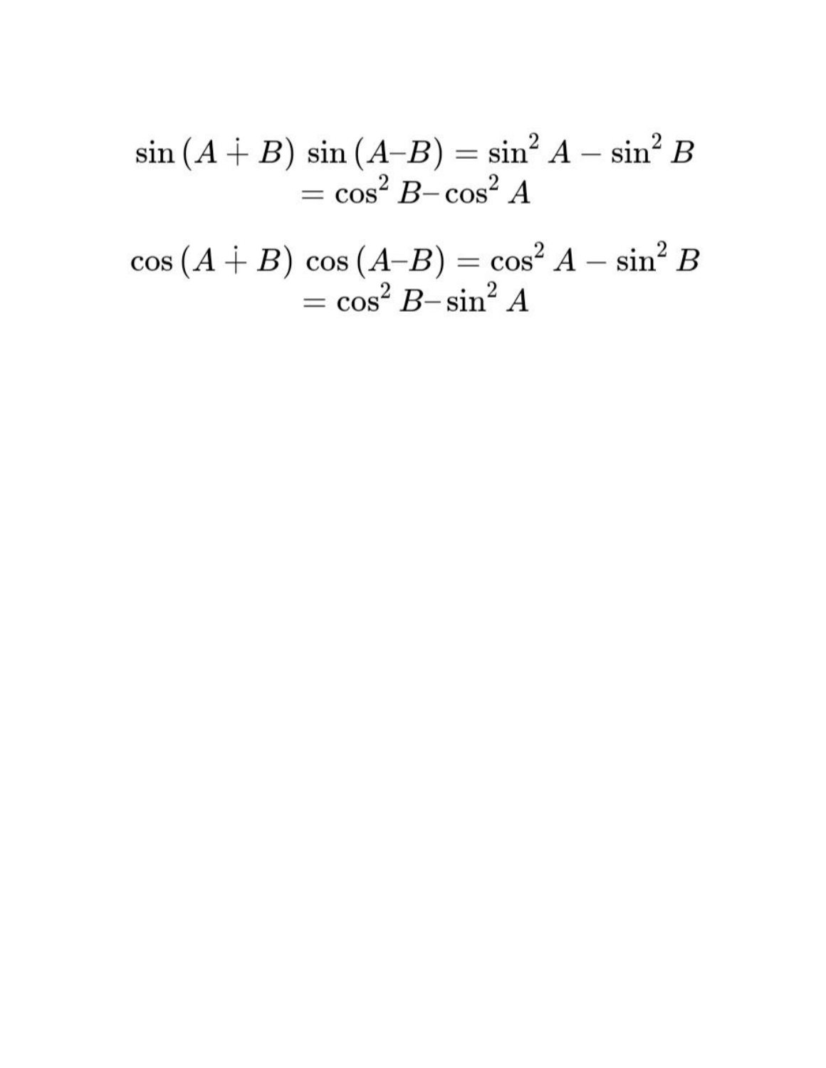$$\sin(A+B)\sin(A-B) = \sin^2 A - \sin^2 B$$
$$= \cos^2 B - \cos^2 A$$

$$\cos(A+B)\cos(A-B) = \cos^2 A - \sin^2 B$$
$$= \cos^2 B - \sin^2 A$$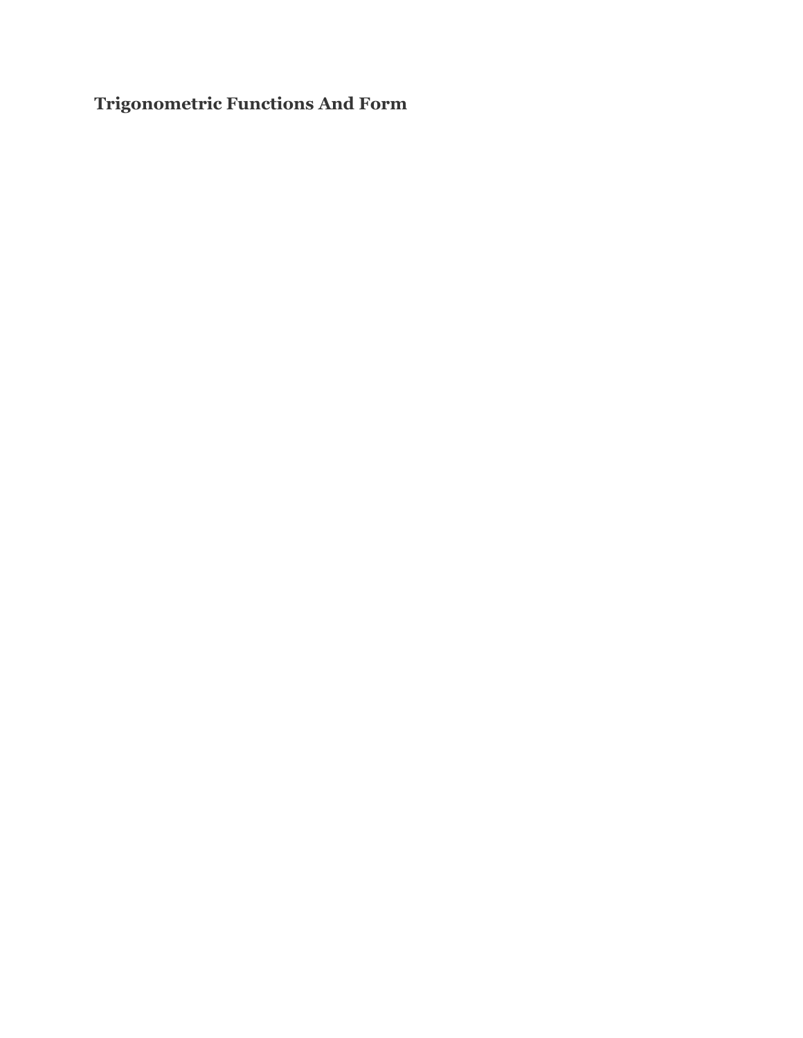## Trigonometric Functions And Form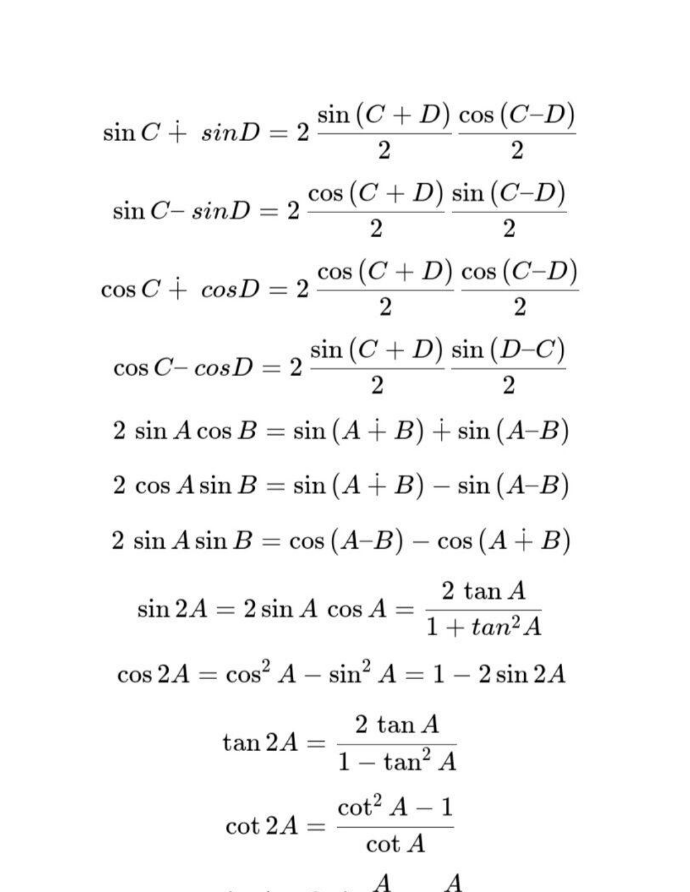$$\sin C + sinD = 2\,\frac{\sin(C+D)}{2}\,\frac{\cos(C-D)}{2}$$

$$\sin C - sinD = 2\,\frac{\cos(C+D)}{2}\,\frac{\sin(C-D)}{2}$$

$$\cos C + cosD = 2\,\frac{\cos(C+D)}{2}\,\frac{\cos(C-D)}{2}$$

$$\cos C - cosD = 2\,\frac{\sin(C+D)}{2}\,\frac{\sin(D-C)}{2}$$

$$2\,\sin A\cos B = \sin(A+B) + \sin(A-B)$$

$$2\,\cos A\sin B = \sin(A+B) - \sin(A-B)$$

$$2\,\sin A\sin B = \cos(A-B) - \cos(A+B)$$

$$\sin 2A = 2\sin A\,\cos A = \frac{2\,\tan A}{1+tan^2 A}$$

$$\cos 2A = \cos^2 A - \sin^2 A = 1 - 2\sin 2A$$

$$\tan 2A = \frac{2\,\tan A}{1-\tan^2 A}$$

$$\cot 2A = \frac{\cot^2 A - 1}{\cot A}$$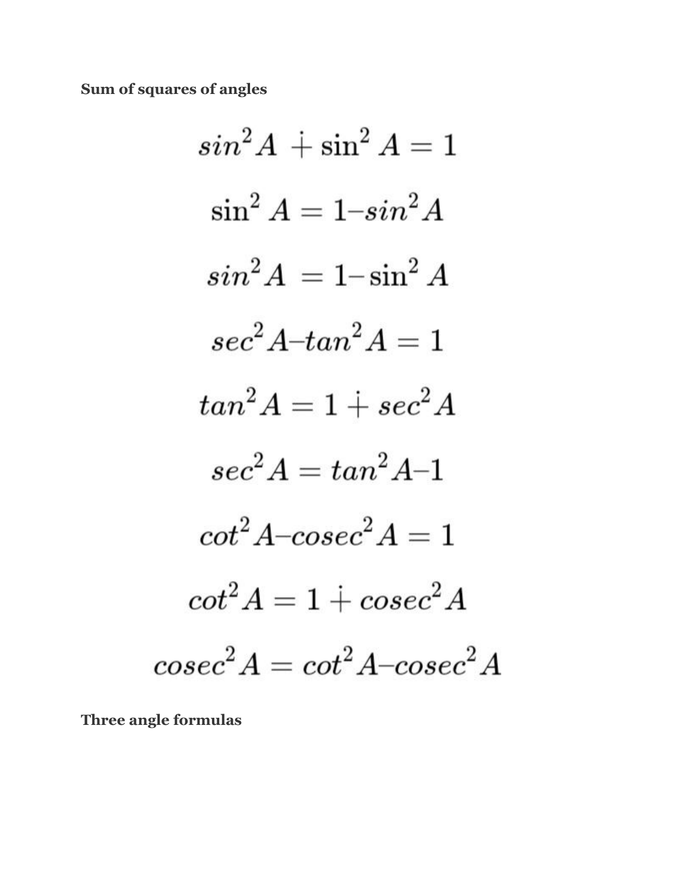**Sum of squares of angles**

$$sin^2 A + \sin^2 A = 1$$

$$\sin^2 A = 1 – sin^2 A$$

$$sin^2 A = 1 – \sin^2 A$$

$$sec^2 A – tan^2 A = 1$$

$$tan^2 A = 1 + sec^2 A$$

$$sec^2 A = tan^2 A – 1$$

$$cot^2 A – cosec^2 A = 1$$

$$cot^2 A = 1 + cosec^2 A$$

$$cosec^2 A = cot^2 A – cosec^2 A$$

**Three angle formulas**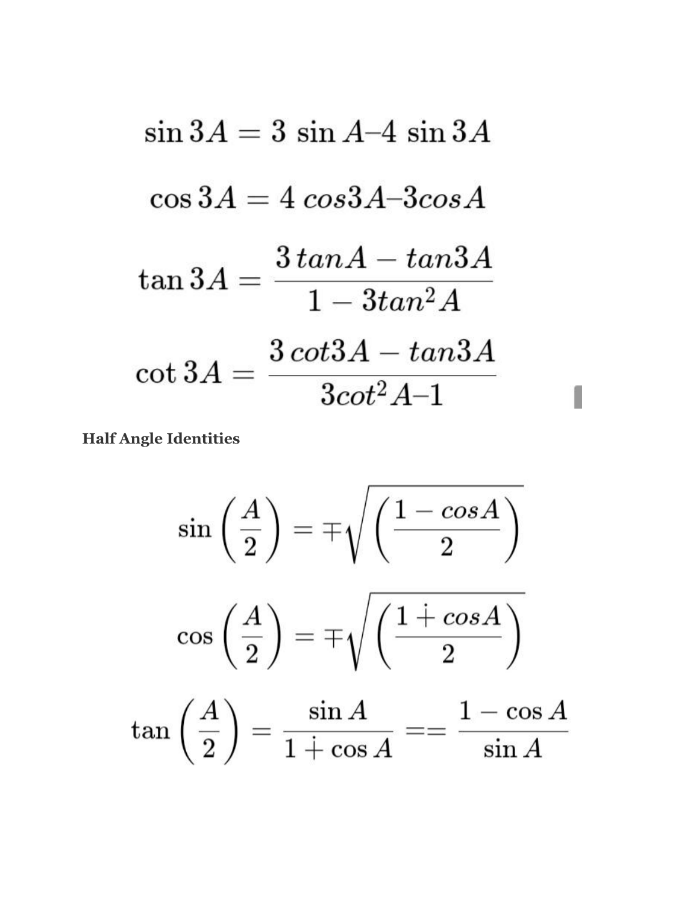$$\sin 3A = 3\ \sin A – 4\ \sin 3A$$

$$\cos 3A = 4\ cos3A – 3cosA$$

$$\tan 3A = \frac{3\,tanA - tan3A}{1 - 3tan^2A}$$

$$\cot 3A = \frac{3\,cot3A - tan3A}{3cot^2A – 1}$$

**Half Angle Identities**

$$\sin\left(\frac{A}{2}\right) = \mp\sqrt{\left(\frac{1 - cosA}{2}\right)}$$

$$\cos\left(\frac{A}{2}\right) = \mp\sqrt{\left(\frac{1 + cosA}{2}\right)}$$

$$\tan\left(\frac{A}{2}\right) = \frac{\sin A}{1 + \cos A} == \frac{1 - \cos A}{\sin A}$$